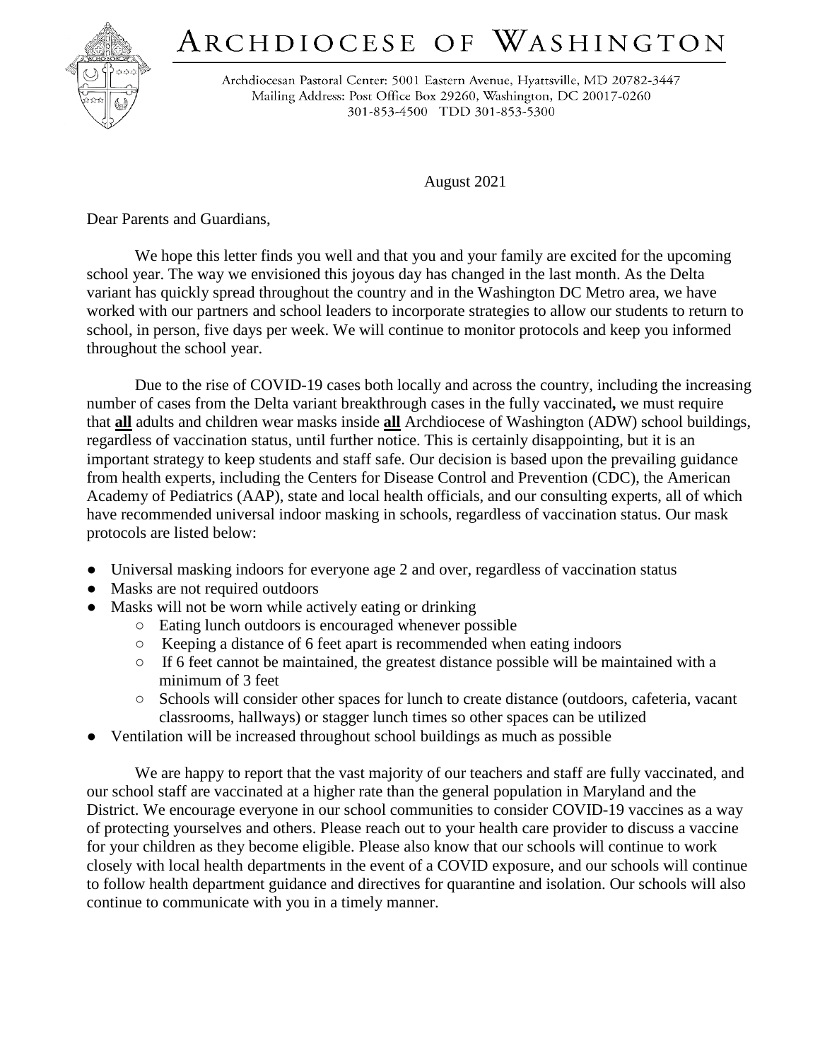# ARCHDIOCESE OF WASHINGTON

Archdiocesan Pastoral Center: 5001 Eastern Avenue, Hyattsville, MD 20782-3447
Mailing Address: Post Office Box 29260, Washington, DC 20017-0260
301-853-4500 TDD 301-853-5300

August 2021

Dear Parents and Guardians,

We hope this letter finds you well and that you and your family are excited for the upcoming school year. The way we envisioned this joyous day has changed in the last month. As the Delta variant has quickly spread throughout the country and in the Washington DC Metro area, we have worked with our partners and school leaders to incorporate strategies to allow our students to return to school, in person, five days per week. We will continue to monitor protocols and keep you informed throughout the school year.

Due to the rise of COVID-19 cases both locally and across the country, including the increasing number of cases from the Delta variant breakthrough cases in the fully vaccinated**,** we must require that **all** adults and children wear masks inside **all** Archdiocese of Washington (ADW) school buildings, regardless of vaccination status, until further notice. This is certainly disappointing, but it is an important strategy to keep students and staff safe. Our decision is based upon the prevailing guidance from health experts, including the Centers for Disease Control and Prevention (CDC), the American Academy of Pediatrics (AAP), state and local health officials, and our consulting experts, all of which have recommended universal indoor masking in schools, regardless of vaccination status. Our mask protocols are listed below:

- Universal masking indoors for everyone age 2 and over, regardless of vaccination status
- Masks are not required outdoors
- Masks will not be worn while actively eating or drinking
  - Eating lunch outdoors is encouraged whenever possible
  - Keeping a distance of 6 feet apart is recommended when eating indoors
  - If 6 feet cannot be maintained, the greatest distance possible will be maintained with a minimum of 3 feet
  - Schools will consider other spaces for lunch to create distance (outdoors, cafeteria, vacant classrooms, hallways) or stagger lunch times so other spaces can be utilized
- Ventilation will be increased throughout school buildings as much as possible

We are happy to report that the vast majority of our teachers and staff are fully vaccinated, and our school staff are vaccinated at a higher rate than the general population in Maryland and the District. We encourage everyone in our school communities to consider COVID-19 vaccines as a way of protecting yourselves and others. Please reach out to your health care provider to discuss a vaccine for your children as they become eligible. Please also know that our schools will continue to work closely with local health departments in the event of a COVID exposure, and our schools will continue to follow health department guidance and directives for quarantine and isolation. Our schools will also continue to communicate with you in a timely manner.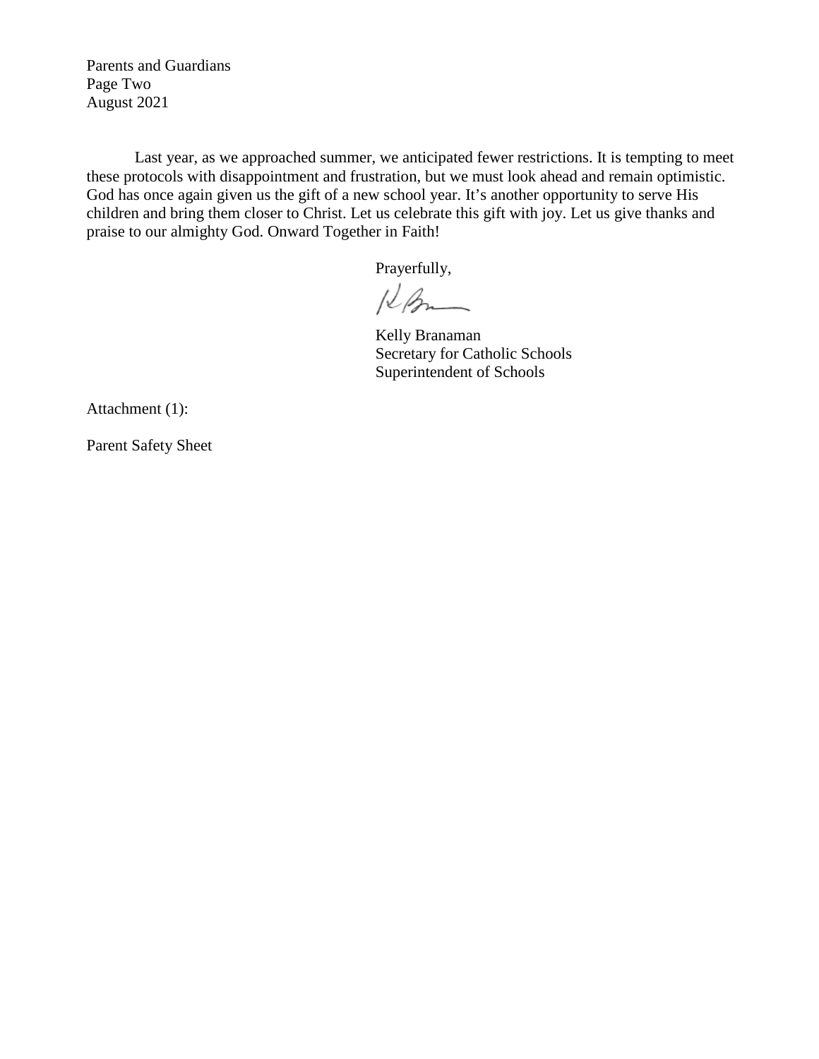Last year, as we approached summer, we anticipated fewer restrictions. It is tempting to meet these protocols with disappointment and frustration, but we must look ahead and remain optimistic. God has once again given us the gift of a new school year. It's another opportunity to serve His children and bring them closer to Christ. Let us celebrate this gift with joy. Let us give thanks and praise to our almighty God. Onward Together in Faith!

Prayerfully,

Kelly Branaman
Secretary for Catholic Schools
Superintendent of Schools

Attachment (1):

Parent Safety Sheet